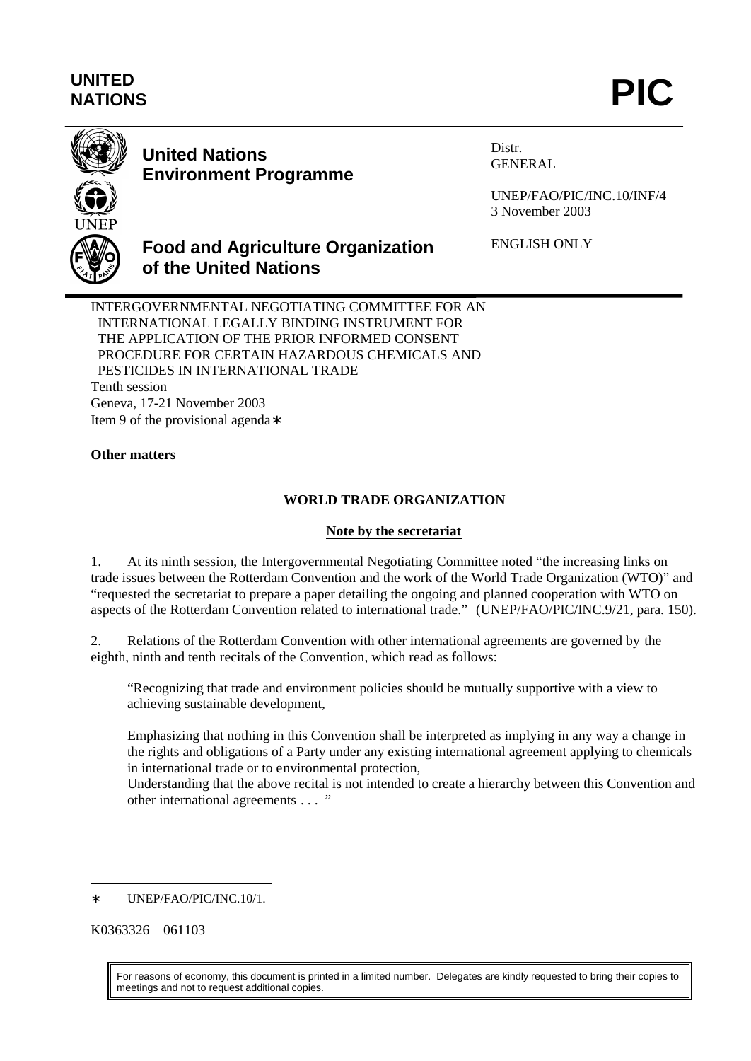UNITED NATIONS

**PIC**

**United Nations Environment Programme**

**Food and Agriculture Organization of the United Nations**

Distr.
GENERAL

UNEP/FAO/PIC/INC.10/INF/4
3 November 2003

ENGLISH ONLY

INTERGOVERNMENTAL NEGOTIATING COMMITTEE FOR AN INTERNATIONAL LEGALLY BINDING INSTRUMENT FOR THE APPLICATION OF THE PRIOR INFORMED CONSENT PROCEDURE FOR CERTAIN HAZARDOUS CHEMICALS AND PESTICIDES IN INTERNATIONAL TRADE
Tenth session
Geneva, 17-21 November 2003
Item 9 of the provisional agenda∗

**Other matters**

## WORLD TRADE ORGANIZATION

### Note by the secretariat

1. At its ninth session, the Intergovernmental Negotiating Committee noted "the increasing links on trade issues between the Rotterdam Convention and the work of the World Trade Organization (WTO)" and "requested the secretariat to prepare a paper detailing the ongoing and planned cooperation with WTO on aspects of the Rotterdam Convention related to international trade." (UNEP/FAO/PIC/INC.9/21, para. 150).

2. Relations of the Rotterdam Convention with other international agreements are governed by the eighth, ninth and tenth recitals of the Convention, which read as follows:

> "Recognizing that trade and environment policies should be mutually supportive with a view to achieving sustainable development,
>
> Emphasizing that nothing in this Convention shall be interpreted as implying in any way a change in the rights and obligations of a Party under any existing international agreement applying to chemicals in international trade or to environmental protection,
>
> Understanding that the above recital is not intended to create a hierarchy between this Convention and other international agreements . . . "

∗ UNEP/FAO/PIC/INC.10/1.

K0363326 061103

For reasons of economy, this document is printed in a limited number. Delegates are kindly requested to bring their copies to meetings and not to request additional copies.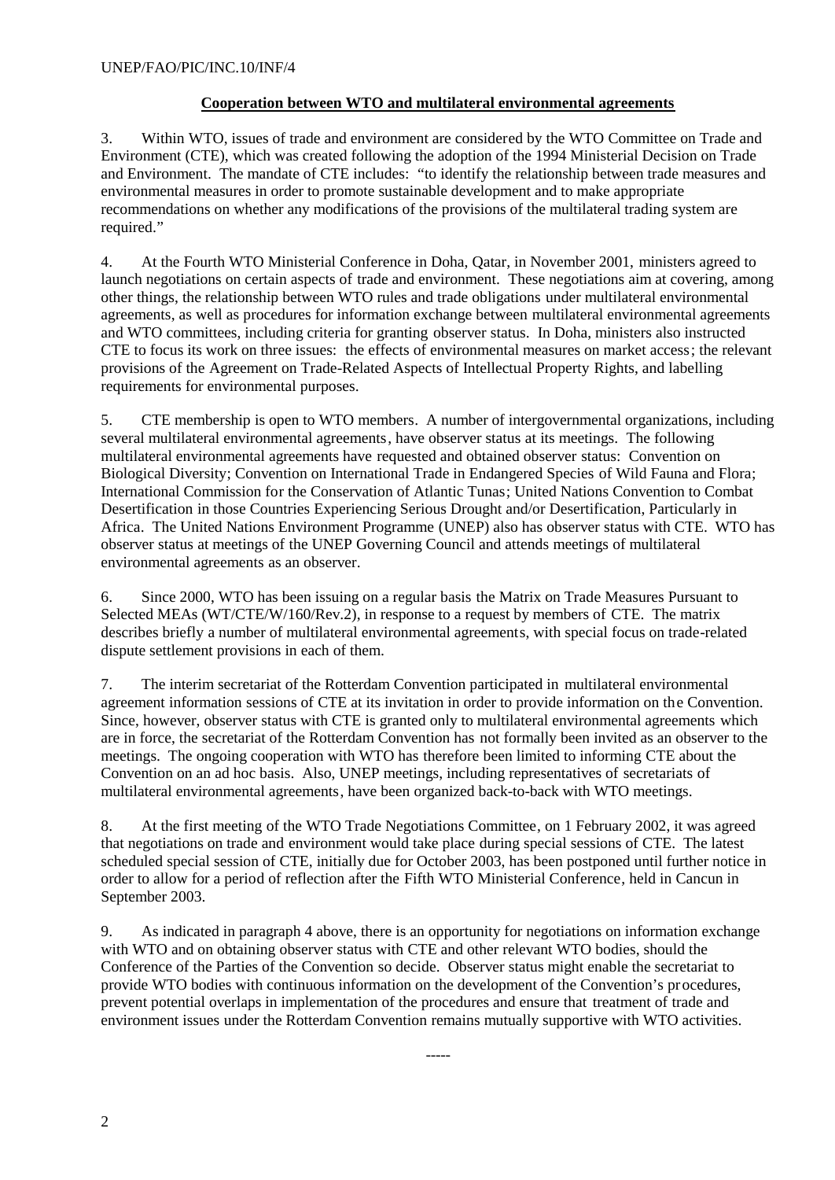## Cooperation between WTO and multilateral environmental agreements

3. Within WTO, issues of trade and environment are considered by the WTO Committee on Trade and Environment (CTE), which was created following the adoption of the 1994 Ministerial Decision on Trade and Environment. The mandate of CTE includes: "to identify the relationship between trade measures and environmental measures in order to promote sustainable development and to make appropriate recommendations on whether any modifications of the provisions of the multilateral trading system are required."

4. At the Fourth WTO Ministerial Conference in Doha, Qatar, in November 2001, ministers agreed to launch negotiations on certain aspects of trade and environment. These negotiations aim at covering, among other things, the relationship between WTO rules and trade obligations under multilateral environmental agreements, as well as procedures for information exchange between multilateral environmental agreements and WTO committees, including criteria for granting observer status. In Doha, ministers also instructed CTE to focus its work on three issues: the effects of environmental measures on market access; the relevant provisions of the Agreement on Trade-Related Aspects of Intellectual Property Rights, and labelling requirements for environmental purposes.

5. CTE membership is open to WTO members. A number of intergovernmental organizations, including several multilateral environmental agreements, have observer status at its meetings. The following multilateral environmental agreements have requested and obtained observer status: Convention on Biological Diversity; Convention on International Trade in Endangered Species of Wild Fauna and Flora; International Commission for the Conservation of Atlantic Tunas; United Nations Convention to Combat Desertification in those Countries Experiencing Serious Drought and/or Desertification, Particularly in Africa. The United Nations Environment Programme (UNEP) also has observer status with CTE. WTO has observer status at meetings of the UNEP Governing Council and attends meetings of multilateral environmental agreements as an observer.

6. Since 2000, WTO has been issuing on a regular basis the Matrix on Trade Measures Pursuant to Selected MEAs (WT/CTE/W/160/Rev.2), in response to a request by members of CTE. The matrix describes briefly a number of multilateral environmental agreements, with special focus on trade-related dispute settlement provisions in each of them.

7. The interim secretariat of the Rotterdam Convention participated in multilateral environmental agreement information sessions of CTE at its invitation in order to provide information on the Convention. Since, however, observer status with CTE is granted only to multilateral environmental agreements which are in force, the secretariat of the Rotterdam Convention has not formally been invited as an observer to the meetings. The ongoing cooperation with WTO has therefore been limited to informing CTE about the Convention on an ad hoc basis. Also, UNEP meetings, including representatives of secretariats of multilateral environmental agreements, have been organized back-to-back with WTO meetings.

8. At the first meeting of the WTO Trade Negotiations Committee, on 1 February 2002, it was agreed that negotiations on trade and environment would take place during special sessions of CTE. The latest scheduled special session of CTE, initially due for October 2003, has been postponed until further notice in order to allow for a period of reflection after the Fifth WTO Ministerial Conference, held in Cancun in September 2003.

9. As indicated in paragraph 4 above, there is an opportunity for negotiations on information exchange with WTO and on obtaining observer status with CTE and other relevant WTO bodies, should the Conference of the Parties of the Convention so decide. Observer status might enable the secretariat to provide WTO bodies with continuous information on the development of the Convention's procedures, prevent potential overlaps in implementation of the procedures and ensure that treatment of trade and environment issues under the Rotterdam Convention remains mutually supportive with WTO activities.

-----